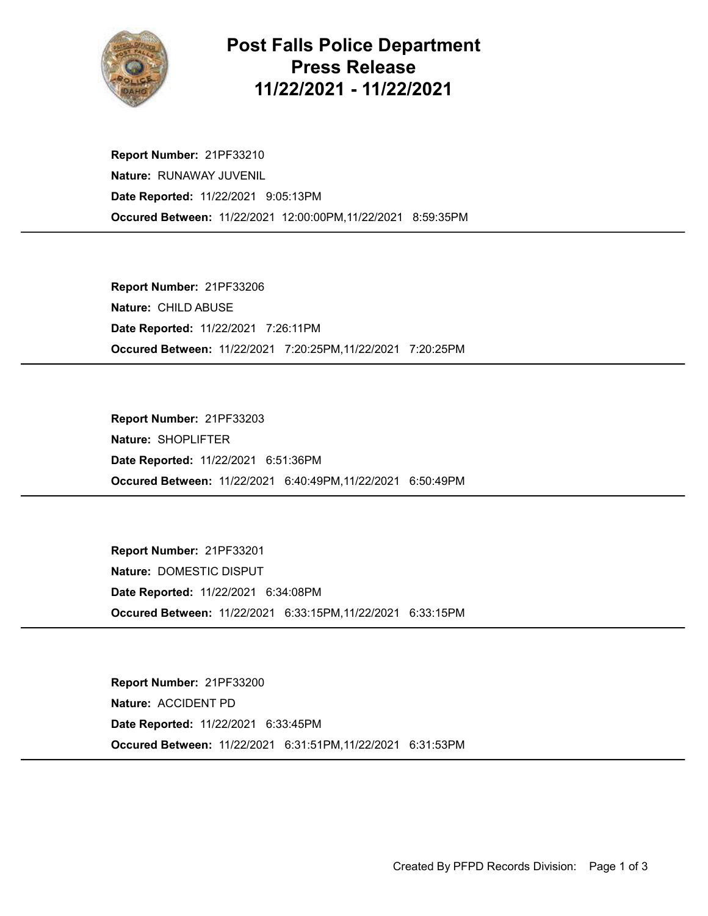# Post Falls Police Department
# Press Release
# 11/22/2021 - 11/22/2021

**Report Number:** 21PF33210
**Nature:** RUNAWAY JUVENIL
**Date Reported:** 11/22/2021 9:05:13PM
**Occured Between:** 11/22/2021 12:00:00PM,11/22/2021 8:59:35PM

---

**Report Number:** 21PF33206
**Nature:** CHILD ABUSE
**Date Reported:** 11/22/2021 7:26:11PM
**Occured Between:** 11/22/2021 7:20:25PM,11/22/2021 7:20:25PM

---

**Report Number:** 21PF33203
**Nature:** SHOPLIFTER
**Date Reported:** 11/22/2021 6:51:36PM
**Occured Between:** 11/22/2021 6:40:49PM,11/22/2021 6:50:49PM

---

**Report Number:** 21PF33201
**Nature:** DOMESTIC DISPUT
**Date Reported:** 11/22/2021 6:34:08PM
**Occured Between:** 11/22/2021 6:33:15PM,11/22/2021 6:33:15PM

---

**Report Number:** 21PF33200
**Nature:** ACCIDENT PD
**Date Reported:** 11/22/2021 6:33:45PM
**Occured Between:** 11/22/2021 6:31:51PM,11/22/2021 6:31:53PM

---

Created By PFPD Records Division: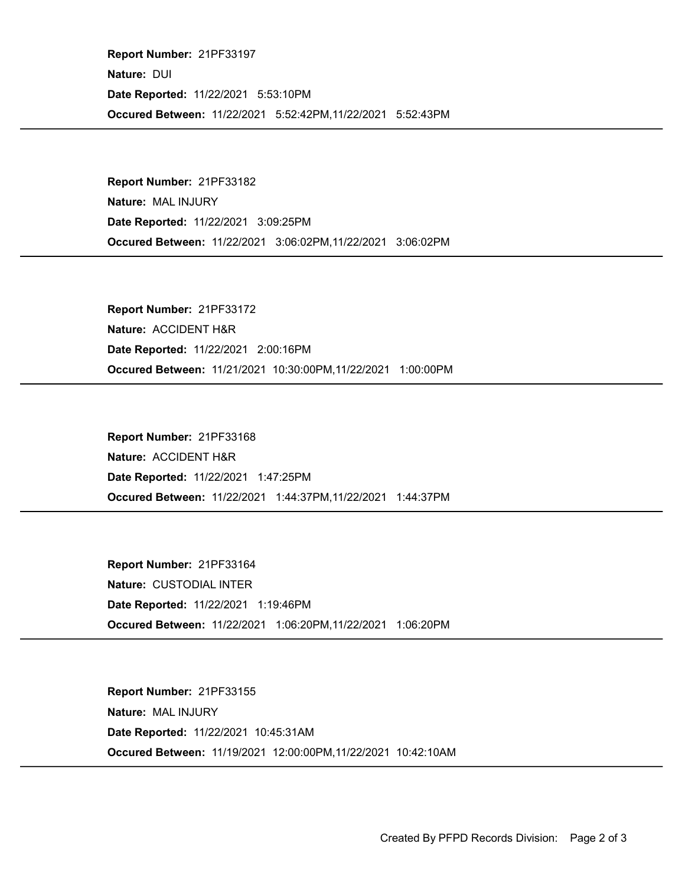**Report Number:** 21PF33197

**Nature:** DUI

**Date Reported:** 11/22/2021 5:53:10PM

**Occured Between:** 11/22/2021 5:52:42PM,11/22/2021 5:52:43PM

---

**Report Number:** 21PF33182

**Nature:** MAL INJURY

**Date Reported:** 11/22/2021 3:09:25PM

**Occured Between:** 11/22/2021 3:06:02PM,11/22/2021 3:06:02PM

---

**Report Number:** 21PF33172

**Nature:** ACCIDENT H&R

**Date Reported:** 11/22/2021 2:00:16PM

**Occured Between:** 11/21/2021 10:30:00PM,11/22/2021 1:00:00PM

---

**Report Number:** 21PF33168

**Nature:** ACCIDENT H&R

**Date Reported:** 11/22/2021 1:47:25PM

**Occured Between:** 11/22/2021 1:44:37PM,11/22/2021 1:44:37PM

---

**Report Number:** 21PF33164

**Nature:** CUSTODIAL INTER

**Date Reported:** 11/22/2021 1:19:46PM

**Occured Between:** 11/22/2021 1:06:20PM,11/22/2021 1:06:20PM

---

**Report Number:** 21PF33155

**Nature:** MAL INJURY

**Date Reported:** 11/22/2021 10:45:31AM

**Occured Between:** 11/19/2021 12:00:00PM,11/22/2021 10:42:10AM

---

Created By PFPD Records Division: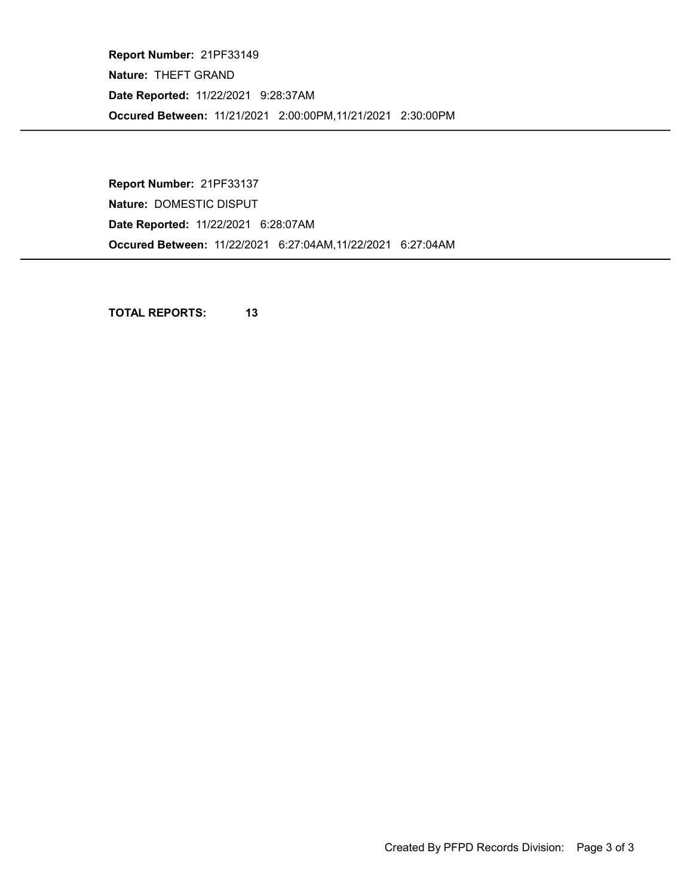**Report Number:** 21PF33149

**Nature:** THEFT GRAND

**Date Reported:** 11/22/2021 9:28:37AM

**Occured Between:** 11/21/2021 2:00:00PM,11/21/2021 2:30:00PM

---

**Report Number:** 21PF33137

**Nature:** DOMESTIC DISPUT

**Date Reported:** 11/22/2021 6:28:07AM

**Occured Between:** 11/22/2021 6:27:04AM,11/22/2021 6:27:04AM

---

**TOTAL REPORTS: 13**

Created By PFPD Records Division: